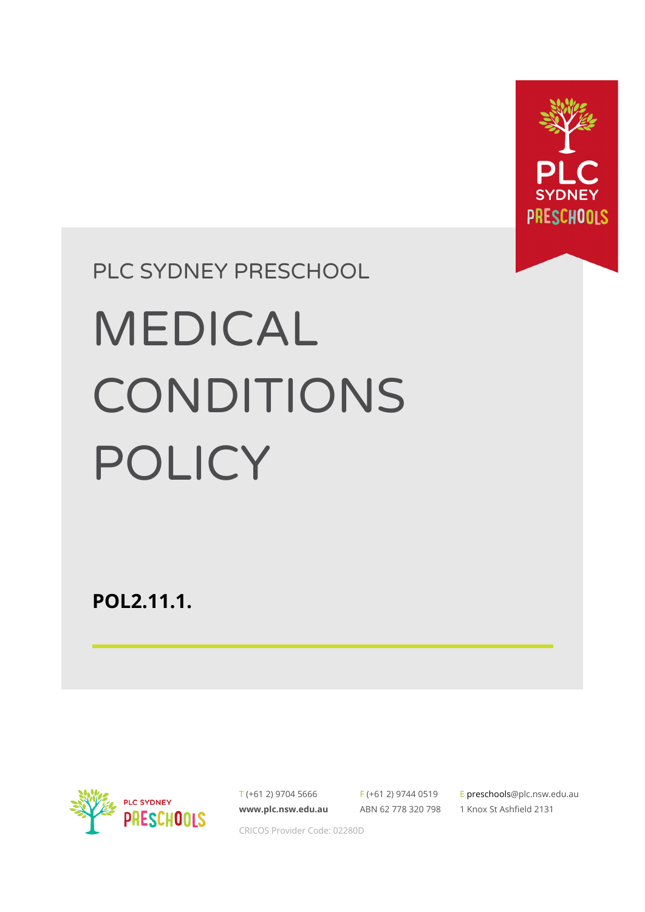PLC SYDNEY PRESCHOOL

# MEDICAL CONDITIONS POLICY

**POL2.11.1.**

T (+61 2) 9704 5666
**www.plc.nsw.edu.au**

F (+61 2) 9744 0519
ABN 62 778 320 798

E preschools@plc.nsw.edu.au
1 Knox St Ashfield 2131

CRICOS Provider Code: 02280D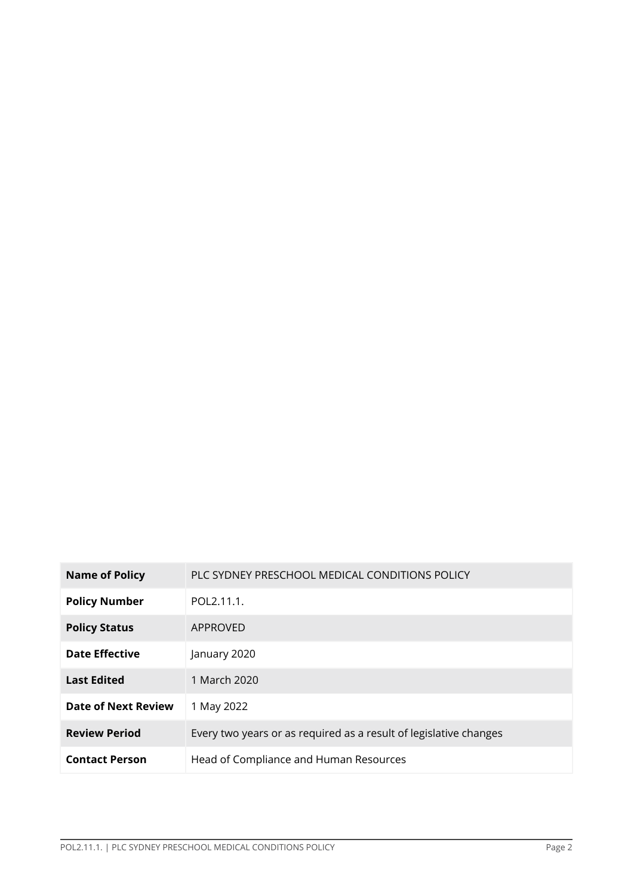| Name of Policy | PLC SYDNEY PRESCHOOL MEDICAL CONDITIONS POLICY |
|---|---|
| Policy Number | POL2.11.1. |
| Policy Status | APPROVED |
| Date Effective | January 2020 |
| Last Edited | 1 March 2020 |
| Date of Next Review | 1 May 2022 |
| Review Period | Every two years or as required as a result of legislative changes |
| Contact Person | Head of Compliance and Human Resources |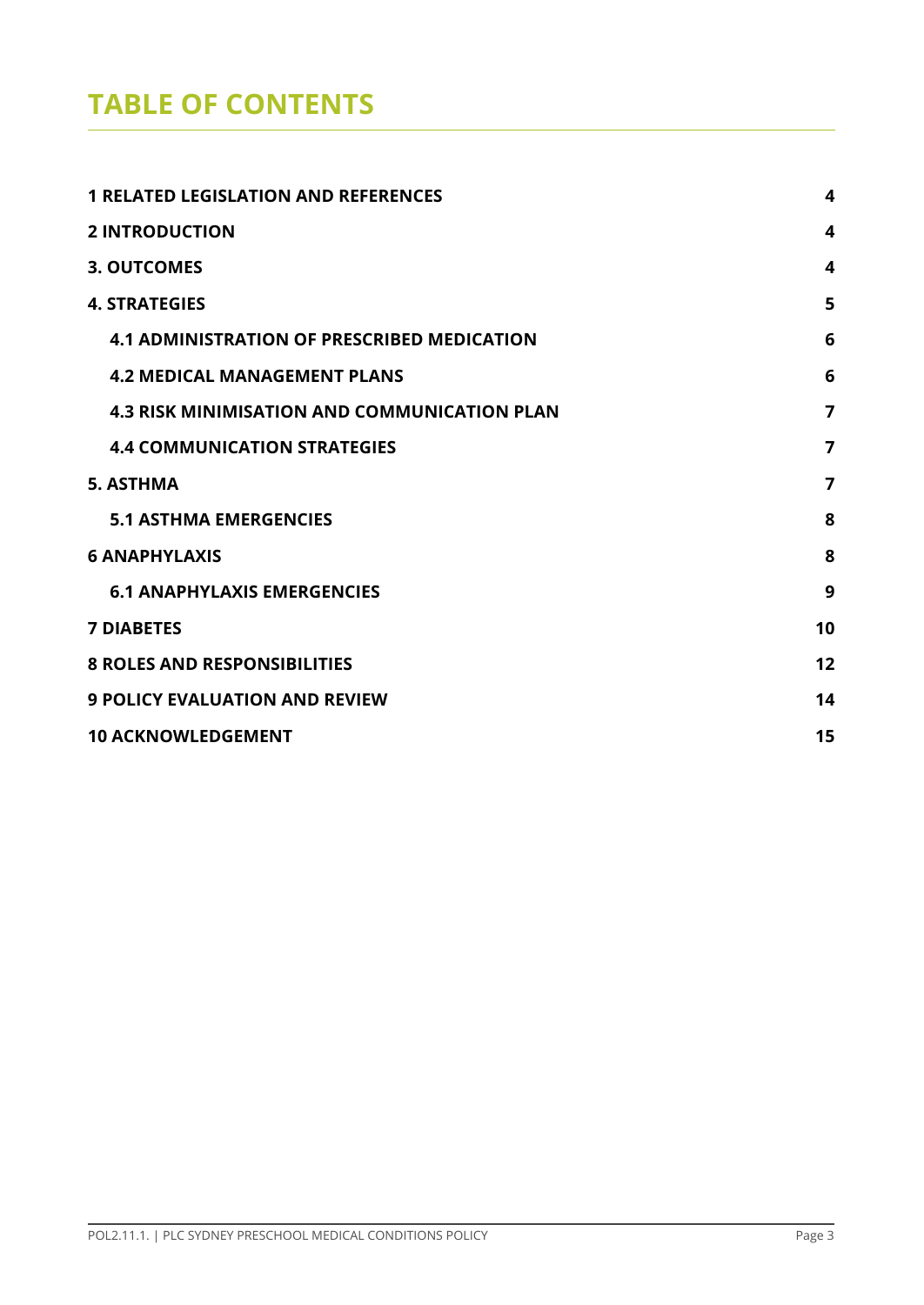# TABLE OF CONTENTS

| | |
|---|---|
| **1 RELATED LEGISLATION AND REFERENCES** | **4** |
| **2 INTRODUCTION** | **4** |
| **3. OUTCOMES** | **4** |
| **4. STRATEGIES** | **5** |
| **4.1 ADMINISTRATION OF PRESCRIBED MEDICATION** | **6** |
| **4.2 MEDICAL MANAGEMENT PLANS** | **6** |
| **4.3 RISK MINIMISATION AND COMMUNICATION PLAN** | **7** |
| **4.4 COMMUNICATION STRATEGIES** | **7** |
| **5. ASTHMA** | **7** |
| **5.1 ASTHMA EMERGENCIES** | **8** |
| **6 ANAPHYLAXIS** | **8** |
| **6.1 ANAPHYLAXIS EMERGENCIES** | **9** |
| **7 DIABETES** | **10** |
| **8 ROLES AND RESPONSIBILITIES** | **12** |
| **9 POLICY EVALUATION AND REVIEW** | **14** |
| **10 ACKNOWLEDGEMENT** | **15** |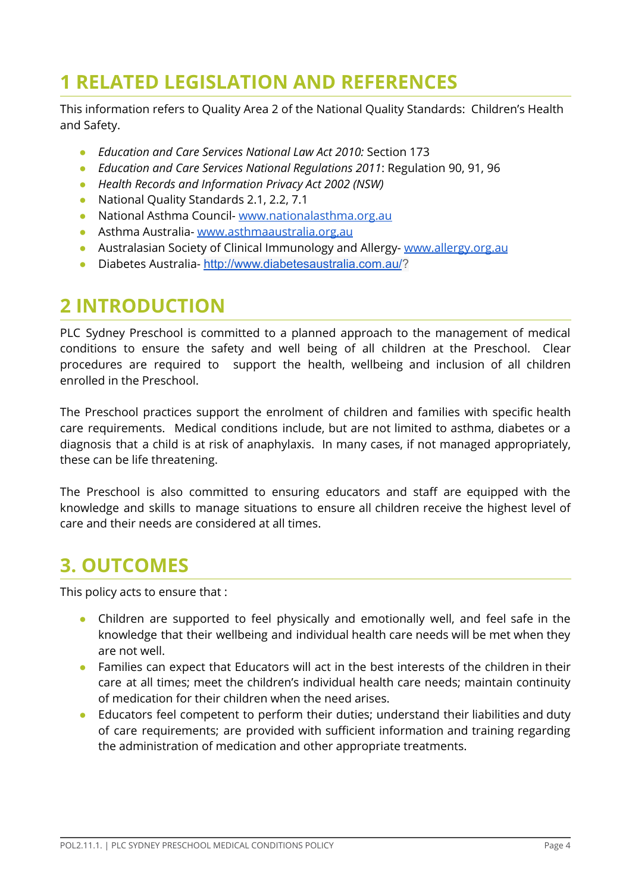# 1 RELATED LEGISLATION AND REFERENCES

This information refers to Quality Area 2 of the National Quality Standards: Children's Health and Safety.

- *Education and Care Services National Law Act 2010:* Section 173
- *Education and Care Services National Regulations 2011*: Regulation 90, 91, 96
- *Health Records and Information Privacy Act 2002 (NSW)*
- National Quality Standards 2.1, 2.2, 7.1
- National Asthma Council- www.nationalasthma.org.au
- Asthma Australia- www.asthmaaustralia.org.au
- Australasian Society of Clinical Immunology and Allergy- www.allergy.org.au
- Diabetes Australia- http://www.diabetesaustralia.com.au/?

# 2 INTRODUCTION

PLC Sydney Preschool is committed to a planned approach to the management of medical conditions to ensure the safety and well being of all children at the Preschool. Clear procedures are required to support the health, wellbeing and inclusion of all children enrolled in the Preschool.

The Preschool practices support the enrolment of children and families with specific health care requirements. Medical conditions include, but are not limited to asthma, diabetes or a diagnosis that a child is at risk of anaphylaxis. In many cases, if not managed appropriately, these can be life threatening.

The Preschool is also committed to ensuring educators and staff are equipped with the knowledge and skills to manage situations to ensure all children receive the highest level of care and their needs are considered at all times.

# 3. OUTCOMES

This policy acts to ensure that :

- Children are supported to feel physically and emotionally well, and feel safe in the knowledge that their wellbeing and individual health care needs will be met when they are not well.
- Families can expect that Educators will act in the best interests of the children in their care at all times; meet the children's individual health care needs; maintain continuity of medication for their children when the need arises.
- Educators feel competent to perform their duties; understand their liabilities and duty of care requirements; are provided with sufficient information and training regarding the administration of medication and other appropriate treatments.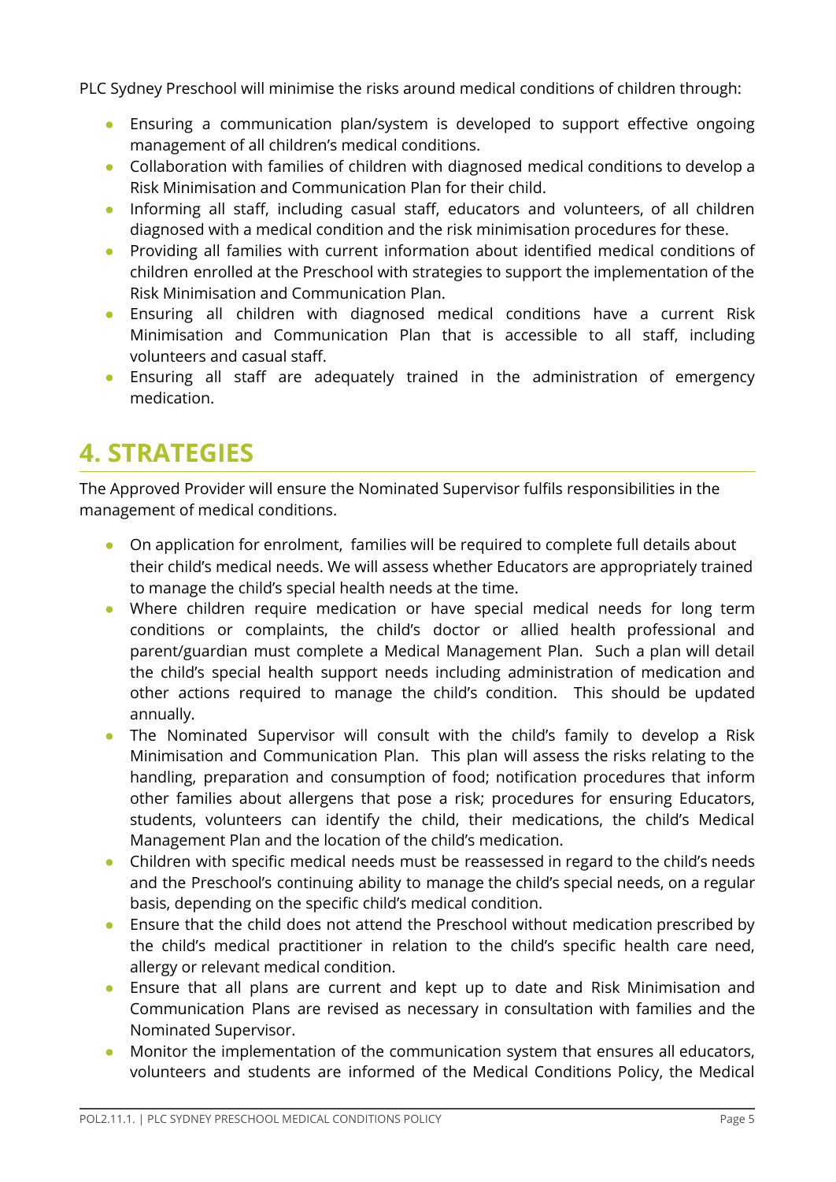PLC Sydney Preschool will minimise the risks around medical conditions of children through:

- Ensuring a communication plan/system is developed to support effective ongoing management of all children's medical conditions.
- Collaboration with families of children with diagnosed medical conditions to develop a Risk Minimisation and Communication Plan for their child.
- Informing all staff, including casual staff, educators and volunteers, of all children diagnosed with a medical condition and the risk minimisation procedures for these.
- Providing all families with current information about identified medical conditions of children enrolled at the Preschool with strategies to support the implementation of the Risk Minimisation and Communication Plan.
- Ensuring all children with diagnosed medical conditions have a current Risk Minimisation and Communication Plan that is accessible to all staff, including volunteers and casual staff.
- Ensuring all staff are adequately trained in the administration of emergency medication.

# 4. STRATEGIES

The Approved Provider will ensure the Nominated Supervisor fulfils responsibilities in the management of medical conditions.

- On application for enrolment, families will be required to complete full details about their child's medical needs. We will assess whether Educators are appropriately trained to manage the child's special health needs at the time.
- Where children require medication or have special medical needs for long term conditions or complaints, the child's doctor or allied health professional and parent/guardian must complete a Medical Management Plan. Such a plan will detail the child's special health support needs including administration of medication and other actions required to manage the child's condition. This should be updated annually.
- The Nominated Supervisor will consult with the child's family to develop a Risk Minimisation and Communication Plan. This plan will assess the risks relating to the handling, preparation and consumption of food; notification procedures that inform other families about allergens that pose a risk; procedures for ensuring Educators, students, volunteers can identify the child, their medications, the child's Medical Management Plan and the location of the child's medication.
- Children with specific medical needs must be reassessed in regard to the child's needs and the Preschool's continuing ability to manage the child's special needs, on a regular basis, depending on the specific child's medical condition.
- Ensure that the child does not attend the Preschool without medication prescribed by the child's medical practitioner in relation to the child's specific health care need, allergy or relevant medical condition.
- Ensure that all plans are current and kept up to date and Risk Minimisation and Communication Plans are revised as necessary in consultation with families and the Nominated Supervisor.
- Monitor the implementation of the communication system that ensures all educators, volunteers and students are informed of the Medical Conditions Policy, the Medical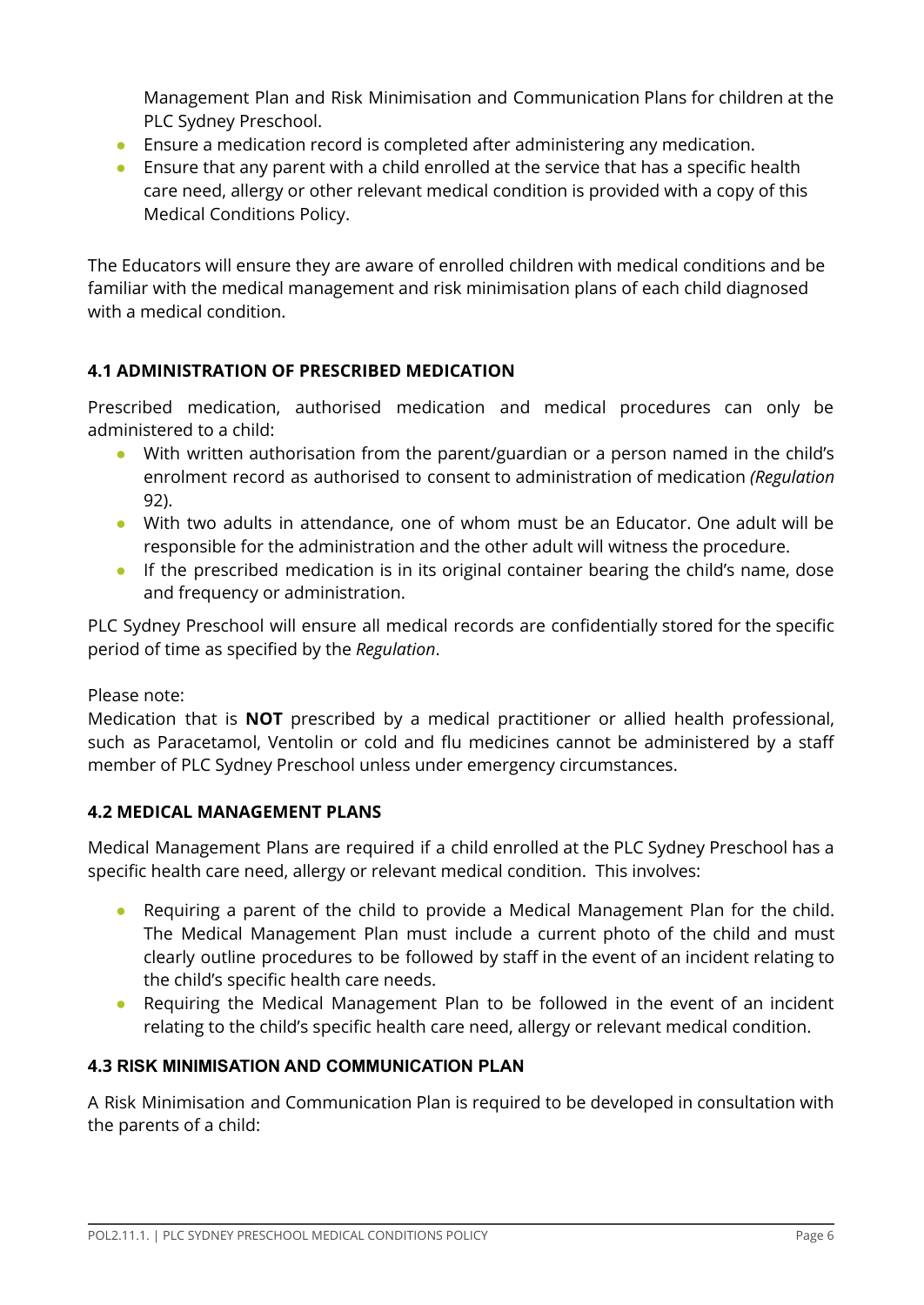Management Plan and Risk Minimisation and Communication Plans for children at the PLC Sydney Preschool.

- Ensure a medication record is completed after administering any medication.
- Ensure that any parent with a child enrolled at the service that has a specific health care need, allergy or other relevant medical condition is provided with a copy of this Medical Conditions Policy.

The Educators will ensure they are aware of enrolled children with medical conditions and be familiar with the medical management and risk minimisation plans of each child diagnosed with a medical condition.

#### 4.1 ADMINISTRATION OF PRESCRIBED MEDICATION

Prescribed medication, authorised medication and medical procedures can only be administered to a child:

- With written authorisation from the parent/guardian or a person named in the child's enrolment record as authorised to consent to administration of medication *(Regulation* 92).
- With two adults in attendance, one of whom must be an Educator. One adult will be responsible for the administration and the other adult will witness the procedure.
- If the prescribed medication is in its original container bearing the child's name, dose and frequency or administration.

PLC Sydney Preschool will ensure all medical records are confidentially stored for the specific period of time as specified by the *Regulation*.

Please note:
Medication that is **NOT** prescribed by a medical practitioner or allied health professional, such as Paracetamol, Ventolin or cold and flu medicines cannot be administered by a staff member of PLC Sydney Preschool unless under emergency circumstances.

#### 4.2 MEDICAL MANAGEMENT PLANS

Medical Management Plans are required if a child enrolled at the PLC Sydney Preschool has a specific health care need, allergy or relevant medical condition. This involves:

- Requiring a parent of the child to provide a Medical Management Plan for the child. The Medical Management Plan must include a current photo of the child and must clearly outline procedures to be followed by staff in the event of an incident relating to the child's specific health care needs.
- Requiring the Medical Management Plan to be followed in the event of an incident relating to the child's specific health care need, allergy or relevant medical condition.

#### 4.3 RISK MINIMISATION AND COMMUNICATION PLAN

A Risk Minimisation and Communication Plan is required to be developed in consultation with the parents of a child: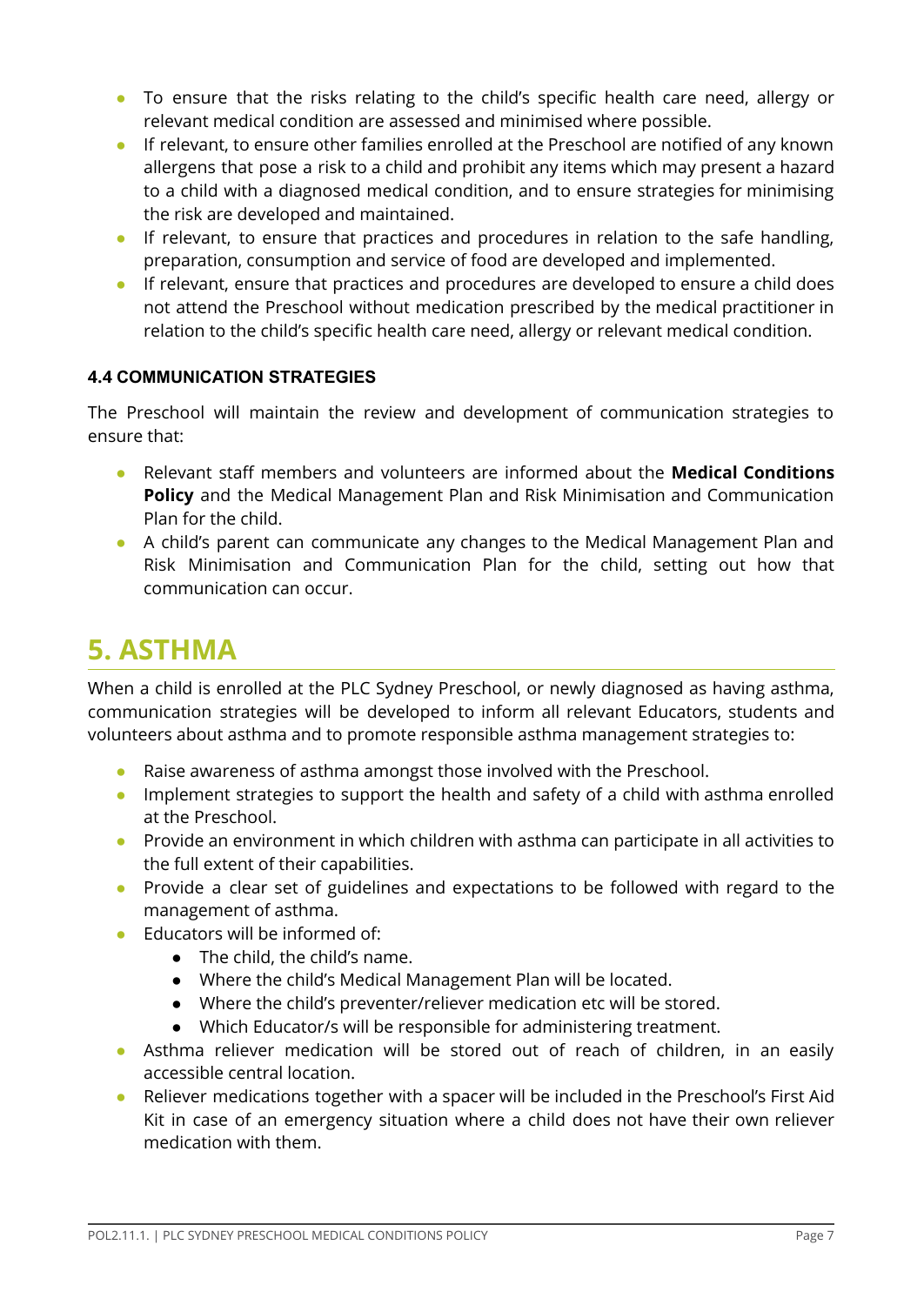- To ensure that the risks relating to the child's specific health care need, allergy or relevant medical condition are assessed and minimised where possible.
- If relevant, to ensure other families enrolled at the Preschool are notified of any known allergens that pose a risk to a child and prohibit any items which may present a hazard to a child with a diagnosed medical condition, and to ensure strategies for minimising the risk are developed and maintained.
- If relevant, to ensure that practices and procedures in relation to the safe handling, preparation, consumption and service of food are developed and implemented.
- If relevant, ensure that practices and procedures are developed to ensure a child does not attend the Preschool without medication prescribed by the medical practitioner in relation to the child's specific health care need, allergy or relevant medical condition.

### 4.4 COMMUNICATION STRATEGIES

The Preschool will maintain the review and development of communication strategies to ensure that:

- Relevant staff members and volunteers are informed about the **Medical Conditions Policy** and the Medical Management Plan and Risk Minimisation and Communication Plan for the child.
- A child's parent can communicate any changes to the Medical Management Plan and Risk Minimisation and Communication Plan for the child, setting out how that communication can occur.

# 5. ASTHMA

When a child is enrolled at the PLC Sydney Preschool, or newly diagnosed as having asthma, communication strategies will be developed to inform all relevant Educators, students and volunteers about asthma and to promote responsible asthma management strategies to:

- Raise awareness of asthma amongst those involved with the Preschool.
- Implement strategies to support the health and safety of a child with asthma enrolled at the Preschool.
- Provide an environment in which children with asthma can participate in all activities to the full extent of their capabilities.
- Provide a clear set of guidelines and expectations to be followed with regard to the management of asthma.
- Educators will be informed of:
  - The child, the child's name.
  - Where the child's Medical Management Plan will be located.
  - Where the child's preventer/reliever medication etc will be stored.
  - Which Educator/s will be responsible for administering treatment.
- Asthma reliever medication will be stored out of reach of children, in an easily accessible central location.
- Reliever medications together with a spacer will be included in the Preschool's First Aid Kit in case of an emergency situation where a child does not have their own reliever medication with them.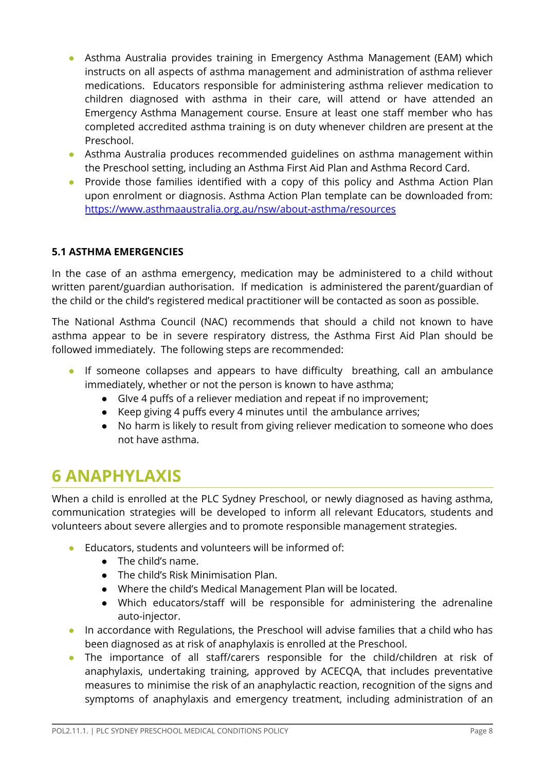- Asthma Australia provides training in Emergency Asthma Management (EAM) which instructs on all aspects of asthma management and administration of asthma reliever medications. Educators responsible for administering asthma reliever medication to children diagnosed with asthma in their care, will attend or have attended an Emergency Asthma Management course. Ensure at least one staff member who has completed accredited asthma training is on duty whenever children are present at the Preschool.
- Asthma Australia produces recommended guidelines on asthma management within the Preschool setting, including an Asthma First Aid Plan and Asthma Record Card.
- Provide those families identified with a copy of this policy and Asthma Action Plan upon enrolment or diagnosis. Asthma Action Plan template can be downloaded from: [https://www.asthmaaustralia.org.au/nsw/about-asthma/resources](https://www.asthmaaustralia.org.au/nsw/about-asthma/resources)

### 5.1 ASTHMA EMERGENCIES

In the case of an asthma emergency, medication may be administered to a child without written parent/guardian authorisation. If medication is administered the parent/guardian of the child or the child's registered medical practitioner will be contacted as soon as possible.

The National Asthma Council (NAC) recommends that should a child not known to have asthma appear to be in severe respiratory distress, the Asthma First Aid Plan should be followed immediately. The following steps are recommended:

- If someone collapses and appears to have difficulty breathing, call an ambulance immediately, whether or not the person is known to have asthma;
  - GIve 4 puffs of a reliever mediation and repeat if no improvement;
  - Keep giving 4 puffs every 4 minutes until the ambulance arrives;
  - No harm is likely to result from giving reliever medication to someone who does not have asthma.

## 6 ANAPHYLAXIS

When a child is enrolled at the PLC Sydney Preschool, or newly diagnosed as having asthma, communication strategies will be developed to inform all relevant Educators, students and volunteers about severe allergies and to promote responsible management strategies.

- Educators, students and volunteers will be informed of:
  - The child's name.
  - The child's Risk Minimisation Plan.
  - Where the child's Medical Management Plan will be located.
  - Which educators/staff will be responsible for administering the adrenaline auto-injector.
- In accordance with Regulations, the Preschool will advise families that a child who has been diagnosed as at risk of anaphylaxis is enrolled at the Preschool.
- The importance of all staff/carers responsible for the child/children at risk of anaphylaxis, undertaking training, approved by ACECQA, that includes preventative measures to minimise the risk of an anaphylactic reaction, recognition of the signs and symptoms of anaphylaxis and emergency treatment, including administration of an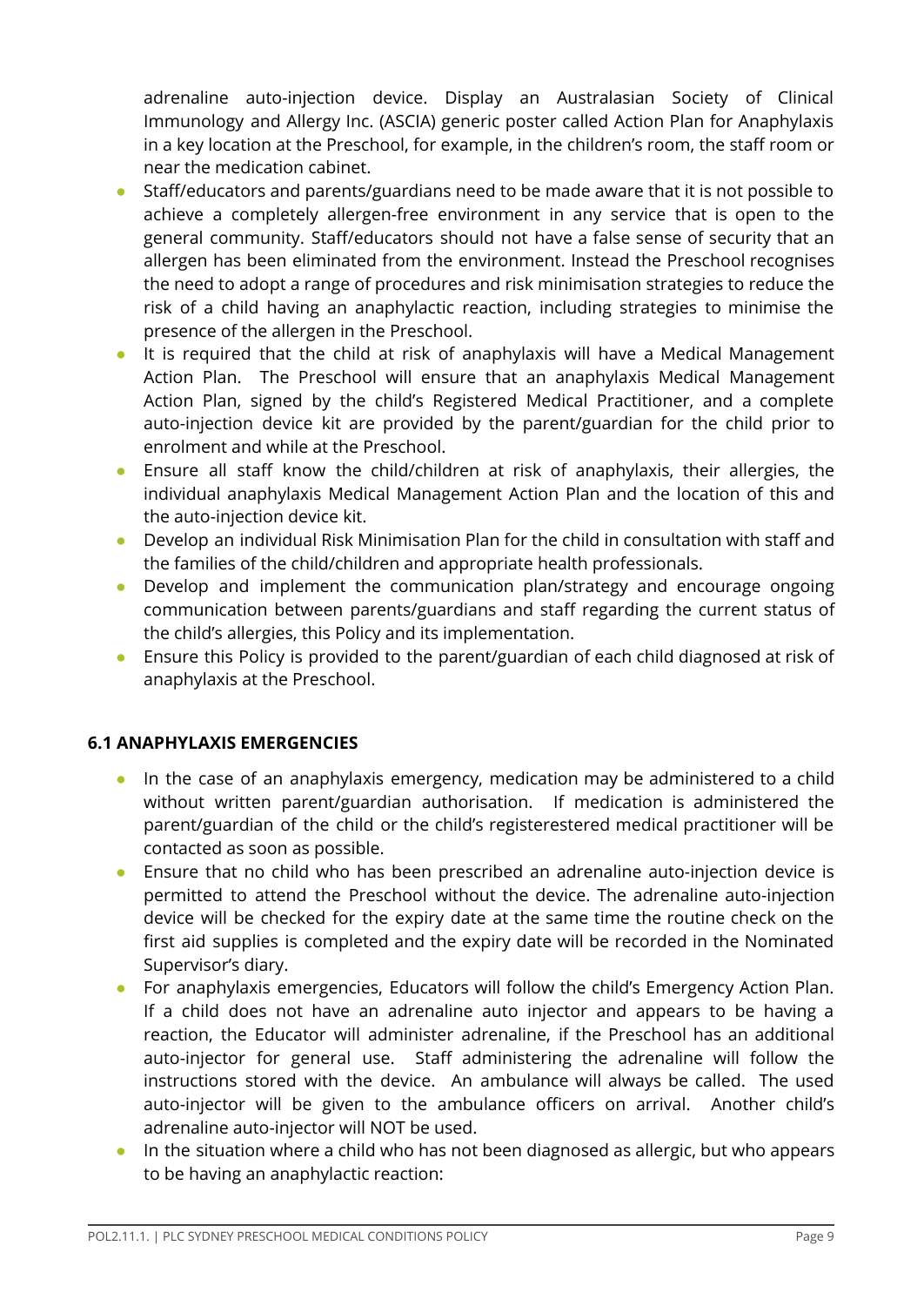adrenaline auto-injection device. Display an Australasian Society of Clinical Immunology and Allergy Inc. (ASCIA) generic poster called Action Plan for Anaphylaxis in a key location at the Preschool, for example, in the children's room, the staff room or near the medication cabinet.

- Staff/educators and parents/guardians need to be made aware that it is not possible to achieve a completely allergen-free environment in any service that is open to the general community. Staff/educators should not have a false sense of security that an allergen has been eliminated from the environment. Instead the Preschool recognises the need to adopt a range of procedures and risk minimisation strategies to reduce the risk of a child having an anaphylactic reaction, including strategies to minimise the presence of the allergen in the Preschool.
- It is required that the child at risk of anaphylaxis will have a Medical Management Action Plan. The Preschool will ensure that an anaphylaxis Medical Management Action Plan, signed by the child's Registered Medical Practitioner, and a complete auto-injection device kit are provided by the parent/guardian for the child prior to enrolment and while at the Preschool.
- Ensure all staff know the child/children at risk of anaphylaxis, their allergies, the individual anaphylaxis Medical Management Action Plan and the location of this and the auto-injection device kit.
- Develop an individual Risk Minimisation Plan for the child in consultation with staff and the families of the child/children and appropriate health professionals.
- Develop and implement the communication plan/strategy and encourage ongoing communication between parents/guardians and staff regarding the current status of the child's allergies, this Policy and its implementation.
- Ensure this Policy is provided to the parent/guardian of each child diagnosed at risk of anaphylaxis at the Preschool.

### 6.1 ANAPHYLAXIS EMERGENCIES

- In the case of an anaphylaxis emergency, medication may be administered to a child without written parent/guardian authorisation. If medication is administered the parent/guardian of the child or the child's registerestered medical practitioner will be contacted as soon as possible.
- Ensure that no child who has been prescribed an adrenaline auto-injection device is permitted to attend the Preschool without the device. The adrenaline auto-injection device will be checked for the expiry date at the same time the routine check on the first aid supplies is completed and the expiry date will be recorded in the Nominated Supervisor's diary.
- For anaphylaxis emergencies, Educators will follow the child's Emergency Action Plan. If a child does not have an adrenaline auto injector and appears to be having a reaction, the Educator will administer adrenaline, if the Preschool has an additional auto-injector for general use. Staff administering the adrenaline will follow the instructions stored with the device. An ambulance will always be called. The used auto-injector will be given to the ambulance officers on arrival. Another child's adrenaline auto-injector will NOT be used.
- In the situation where a child who has not been diagnosed as allergic, but who appears to be having an anaphylactic reaction: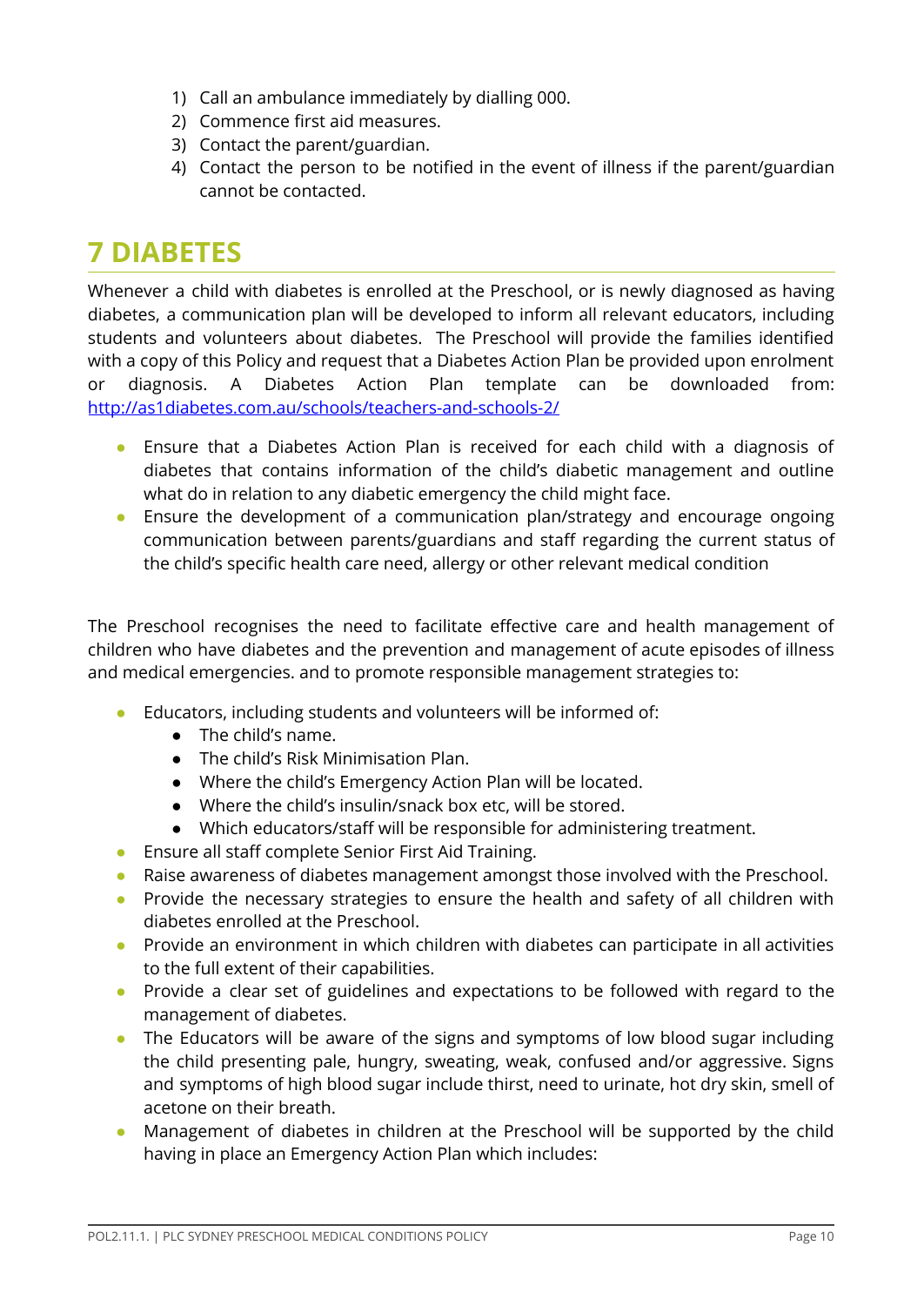1) Call an ambulance immediately by dialling 000.
2) Commence first aid measures.
3) Contact the parent/guardian.
4) Contact the person to be notified in the event of illness if the parent/guardian cannot be contacted.

## 7 DIABETES

Whenever a child with diabetes is enrolled at the Preschool, or is newly diagnosed as having diabetes, a communication plan will be developed to inform all relevant educators, including students and volunteers about diabetes. The Preschool will provide the families identified with a copy of this Policy and request that a Diabetes Action Plan be provided upon enrolment or diagnosis. A Diabetes Action Plan template can be downloaded from: [http://as1diabetes.com.au/schools/teachers-and-schools-2/](http://as1diabetes.com.au/schools/teachers-and-schools-2/)

- Ensure that a Diabetes Action Plan is received for each child with a diagnosis of diabetes that contains information of the child's diabetic management and outline what do in relation to any diabetic emergency the child might face.
- Ensure the development of a communication plan/strategy and encourage ongoing communication between parents/guardians and staff regarding the current status of the child's specific health care need, allergy or other relevant medical condition

The Preschool recognises the need to facilitate effective care and health management of children who have diabetes and the prevention and management of acute episodes of illness and medical emergencies. and to promote responsible management strategies to:

- Educators, including students and volunteers will be informed of:
  - The child's name.
  - The child's Risk Minimisation Plan.
  - Where the child's Emergency Action Plan will be located.
  - Where the child's insulin/snack box etc, will be stored.
  - Which educators/staff will be responsible for administering treatment.
- Ensure all staff complete Senior First Aid Training.
- Raise awareness of diabetes management amongst those involved with the Preschool.
- Provide the necessary strategies to ensure the health and safety of all children with diabetes enrolled at the Preschool.
- Provide an environment in which children with diabetes can participate in all activities to the full extent of their capabilities.
- Provide a clear set of guidelines and expectations to be followed with regard to the management of diabetes.
- The Educators will be aware of the signs and symptoms of low blood sugar including the child presenting pale, hungry, sweating, weak, confused and/or aggressive. Signs and symptoms of high blood sugar include thirst, need to urinate, hot dry skin, smell of acetone on their breath.
- Management of diabetes in children at the Preschool will be supported by the child having in place an Emergency Action Plan which includes: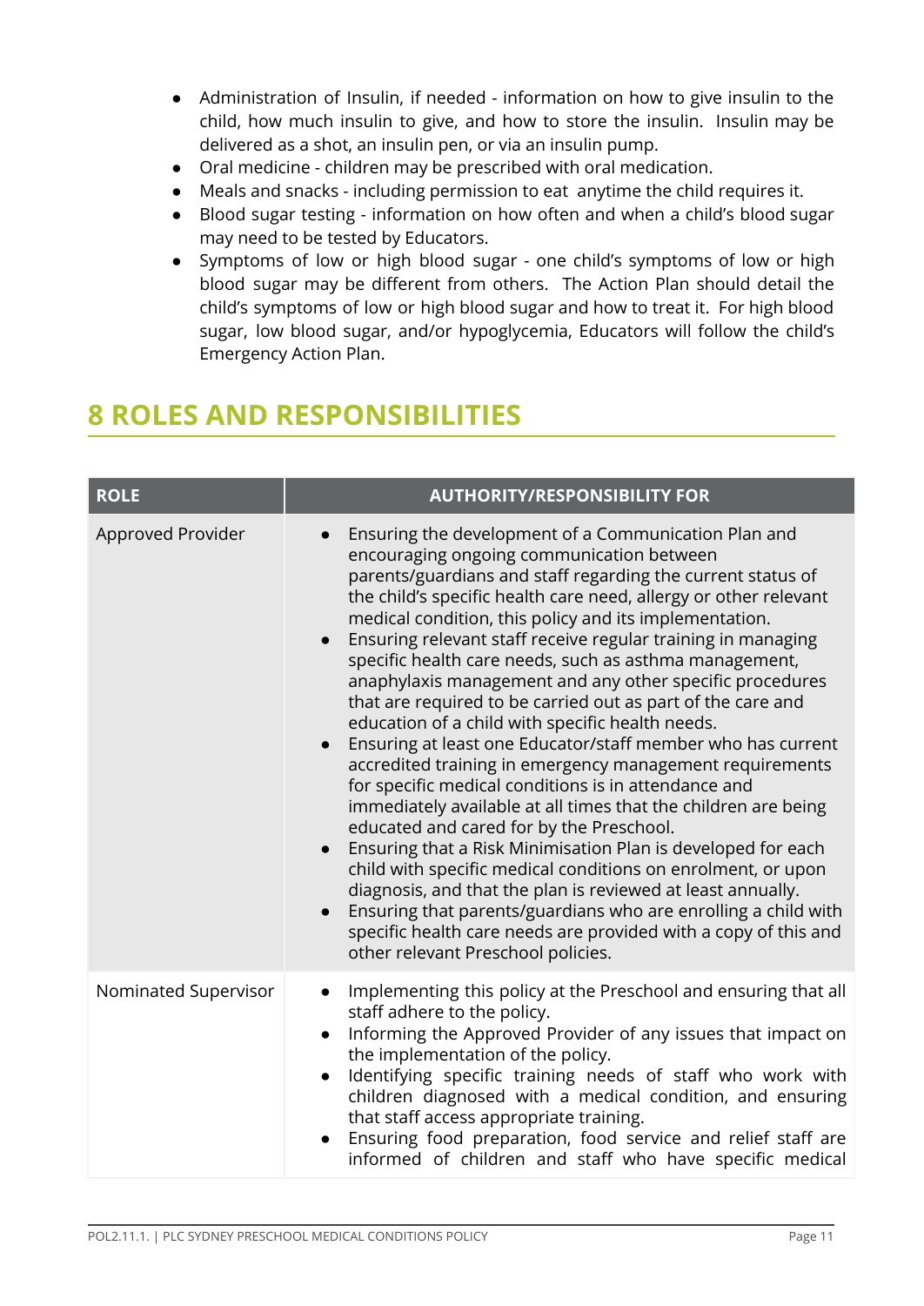- Administration of Insulin, if needed - information on how to give insulin to the child, how much insulin to give, and how to store the insulin. Insulin may be delivered as a shot, an insulin pen, or via an insulin pump.
- Oral medicine - children may be prescribed with oral medication.
- Meals and snacks - including permission to eat anytime the child requires it.
- Blood sugar testing - information on how often and when a child's blood sugar may need to be tested by Educators.
- Symptoms of low or high blood sugar - one child's symptoms of low or high blood sugar may be different from others. The Action Plan should detail the child's symptoms of low or high blood sugar and how to treat it. For high blood sugar, low blood sugar, and/or hypoglycemia, Educators will follow the child's Emergency Action Plan.

# 8 ROLES AND RESPONSIBILITIES

| ROLE | AUTHORITY/RESPONSIBILITY FOR |
|---|---|
| Approved Provider | • Ensuring the development of a Communication Plan and encouraging ongoing communication between parents/guardians and staff regarding the current status of the child's specific health care need, allergy or other relevant medical condition, this policy and its implementation.<br>• Ensuring relevant staff receive regular training in managing specific health care needs, such as asthma management, anaphylaxis management and any other specific procedures that are required to be carried out as part of the care and education of a child with specific health needs.<br>• Ensuring at least one Educator/staff member who has current accredited training in emergency management requirements for specific medical conditions is in attendance and immediately available at all times that the children are being educated and cared for by the Preschool.<br>• Ensuring that a Risk Minimisation Plan is developed for each child with specific medical conditions on enrolment, or upon diagnosis, and that the plan is reviewed at least annually.<br>• Ensuring that parents/guardians who are enrolling a child with specific health care needs are provided with a copy of this and other relevant Preschool policies. |
| Nominated Supervisor | • Implementing this policy at the Preschool and ensuring that all staff adhere to the policy.<br>• Informing the Approved Provider of any issues that impact on the implementation of the policy.<br>• Identifying specific training needs of staff who work with children diagnosed with a medical condition, and ensuring that staff access appropriate training.<br>• Ensuring food preparation, food service and relief staff are informed of children and staff who have specific medical |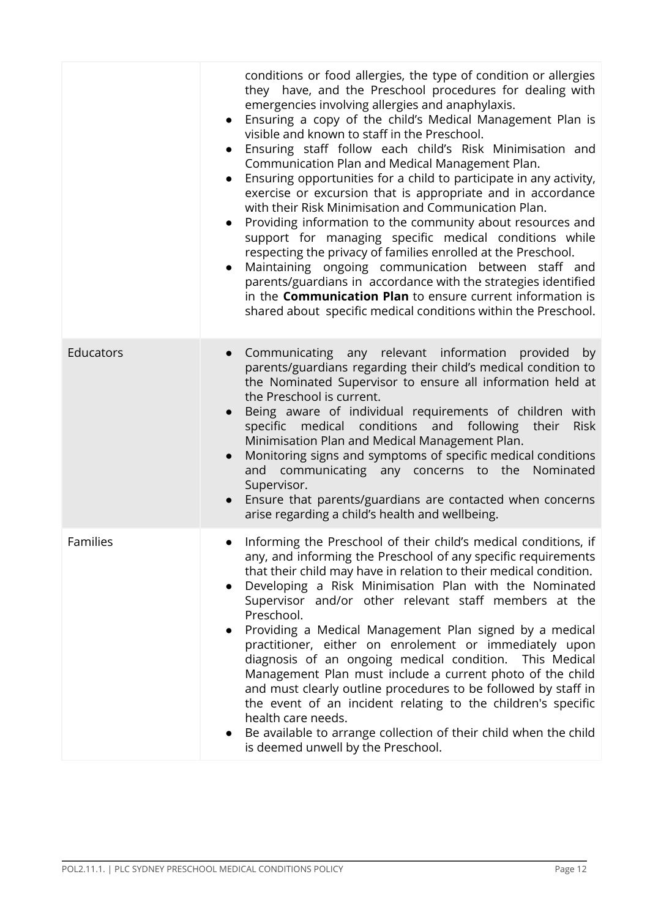| | |
|---|---|
| | conditions or food allergies, the type of condition or allergies they have, and the Preschool procedures for dealing with emergencies involving allergies and anaphylaxis.<br>● Ensuring a copy of the child's Medical Management Plan is visible and known to staff in the Preschool.<br>● Ensuring staff follow each child's Risk Minimisation and Communication Plan and Medical Management Plan.<br>● Ensuring opportunities for a child to participate in any activity, exercise or excursion that is appropriate and in accordance with their Risk Minimisation and Communication Plan.<br>● Providing information to the community about resources and support for managing specific medical conditions while respecting the privacy of families enrolled at the Preschool.<br>● Maintaining ongoing communication between staff and parents/guardians in accordance with the strategies identified in the **Communication Plan** to ensure current information is shared about specific medical conditions within the Preschool. |
| Educators | ● Communicating any relevant information provided by parents/guardians regarding their child's medical condition to the Nominated Supervisor to ensure all information held at the Preschool is current.<br>● Being aware of individual requirements of children with specific medical conditions and following their Risk Minimisation Plan and Medical Management Plan.<br>● Monitoring signs and symptoms of specific medical conditions and communicating any concerns to the Nominated Supervisor.<br>● Ensure that parents/guardians are contacted when concerns arise regarding a child's health and wellbeing. |
| Families | ● Informing the Preschool of their child's medical conditions, if any, and informing the Preschool of any specific requirements that their child may have in relation to their medical condition.<br>● Developing a Risk Minimisation Plan with the Nominated Supervisor and/or other relevant staff members at the Preschool.<br>● Providing a Medical Management Plan signed by a medical practitioner, either on enrolement or immediately upon diagnosis of an ongoing medical condition. This Medical Management Plan must include a current photo of the child and must clearly outline procedures to be followed by staff in the event of an incident relating to the children's specific health care needs.<br>● Be available to arrange collection of their child when the child is deemed unwell by the Preschool. |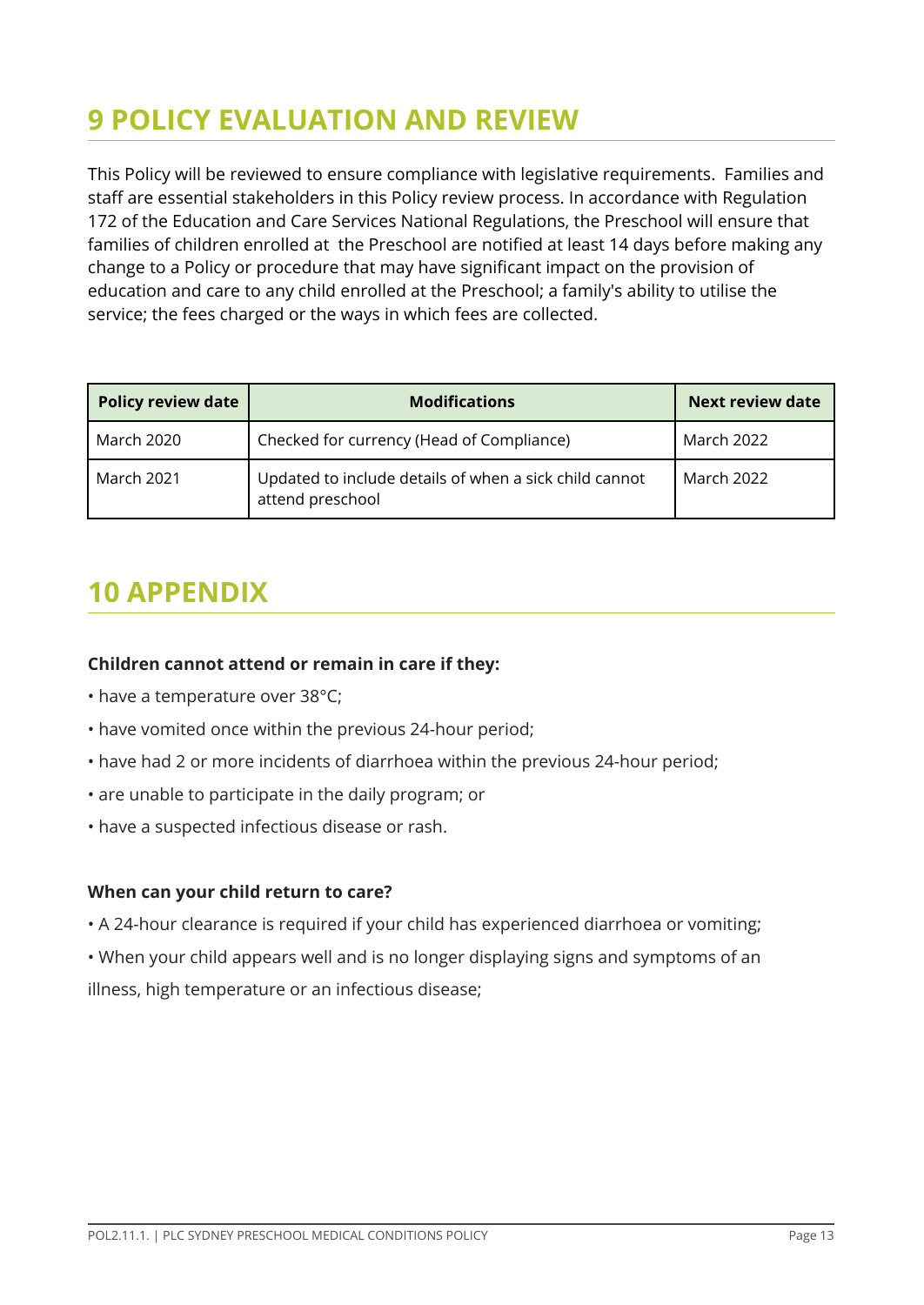# 9 POLICY EVALUATION AND REVIEW

This Policy will be reviewed to ensure compliance with legislative requirements. Families and staff are essential stakeholders in this Policy review process. In accordance with Regulation 172 of the Education and Care Services National Regulations, the Preschool will ensure that families of children enrolled at the Preschool are notified at least 14 days before making any change to a Policy or procedure that may have significant impact on the provision of education and care to any child enrolled at the Preschool; a family's ability to utilise the service; the fees charged or the ways in which fees are collected.

| Policy review date | Modifications | Next review date |
|---|---|---|
| March 2020 | Checked for currency (Head of Compliance) | March 2022 |
| March 2021 | Updated to include details of when a sick child cannot attend preschool | March 2022 |

# 10 APPENDIX

**Children cannot attend or remain in care if they:**

- have a temperature over 38°C;
- have vomited once within the previous 24-hour period;
- have had 2 or more incidents of diarrhoea within the previous 24-hour period;
- are unable to participate in the daily program; or
- have a suspected infectious disease or rash.

**When can your child return to care?**

- A 24-hour clearance is required if your child has experienced diarrhoea or vomiting;
- When your child appears well and is no longer displaying signs and symptoms of an illness, high temperature or an infectious disease;